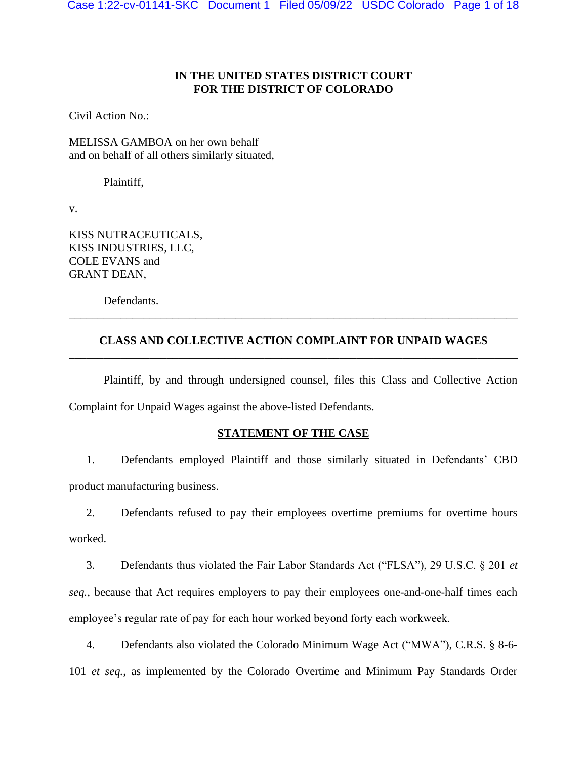**IN THE UNITED STATES DISTRICT COURT**
**FOR THE DISTRICT OF COLORADO**

Civil Action No.:

MELISSA GAMBOA on her own behalf
and on behalf of all others similarly situated,

Plaintiff,

v.

KISS NUTRACEUTICALS,
KISS INDUSTRIES, LLC,
COLE EVANS and
GRANT DEAN,

Defendants.

---

**CLASS AND COLLECTIVE ACTION COMPLAINT FOR UNPAID WAGES**

---

Plaintiff, by and through undersigned counsel, files this Class and Collective Action Complaint for Unpaid Wages against the above-listed Defendants.

## STATEMENT OF THE CASE

1. Defendants employed Plaintiff and those similarly situated in Defendants' CBD product manufacturing business.

2. Defendants refused to pay their employees overtime premiums for overtime hours worked.

3. Defendants thus violated the Fair Labor Standards Act ("FLSA"), 29 U.S.C. § 201 *et seq.*, because that Act requires employers to pay their employees one-and-one-half times each employee's regular rate of pay for each hour worked beyond forty each workweek.

4. Defendants also violated the Colorado Minimum Wage Act ("MWA"), C.R.S. § 8-6-101 *et seq.*, as implemented by the Colorado Overtime and Minimum Pay Standards Order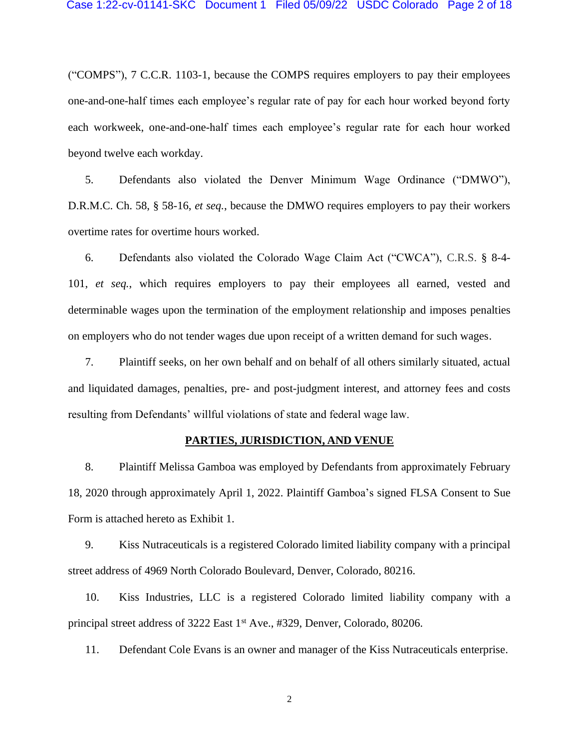("COMPS"), 7 C.C.R. 1103-1, because the COMPS requires employers to pay their employees one-and-one-half times each employee's regular rate of pay for each hour worked beyond forty each workweek, one-and-one-half times each employee's regular rate for each hour worked beyond twelve each workday.

5. Defendants also violated the Denver Minimum Wage Ordinance ("DMWO"), D.R.M.C. Ch. 58, § 58-16, *et seq.*, because the DMWO requires employers to pay their workers overtime rates for overtime hours worked.

6. Defendants also violated the Colorado Wage Claim Act ("CWCA"), C.R.S. § 8-4-101, *et seq.*, which requires employers to pay their employees all earned, vested and determinable wages upon the termination of the employment relationship and imposes penalties on employers who do not tender wages due upon receipt of a written demand for such wages.

7. Plaintiff seeks, on her own behalf and on behalf of all others similarly situated, actual and liquidated damages, penalties, pre- and post-judgment interest, and attorney fees and costs resulting from Defendants' willful violations of state and federal wage law.

## PARTIES, JURISDICTION, AND VENUE

8. Plaintiff Melissa Gamboa was employed by Defendants from approximately February 18, 2020 through approximately April 1, 2022. Plaintiff Gamboa's signed FLSA Consent to Sue Form is attached hereto as Exhibit 1.

9. Kiss Nutraceuticals is a registered Colorado limited liability company with a principal street address of 4969 North Colorado Boulevard, Denver, Colorado, 80216.

10. Kiss Industries, LLC is a registered Colorado limited liability company with a principal street address of 3222 East 1st Ave., #329, Denver, Colorado, 80206.

11. Defendant Cole Evans is an owner and manager of the Kiss Nutraceuticals enterprise.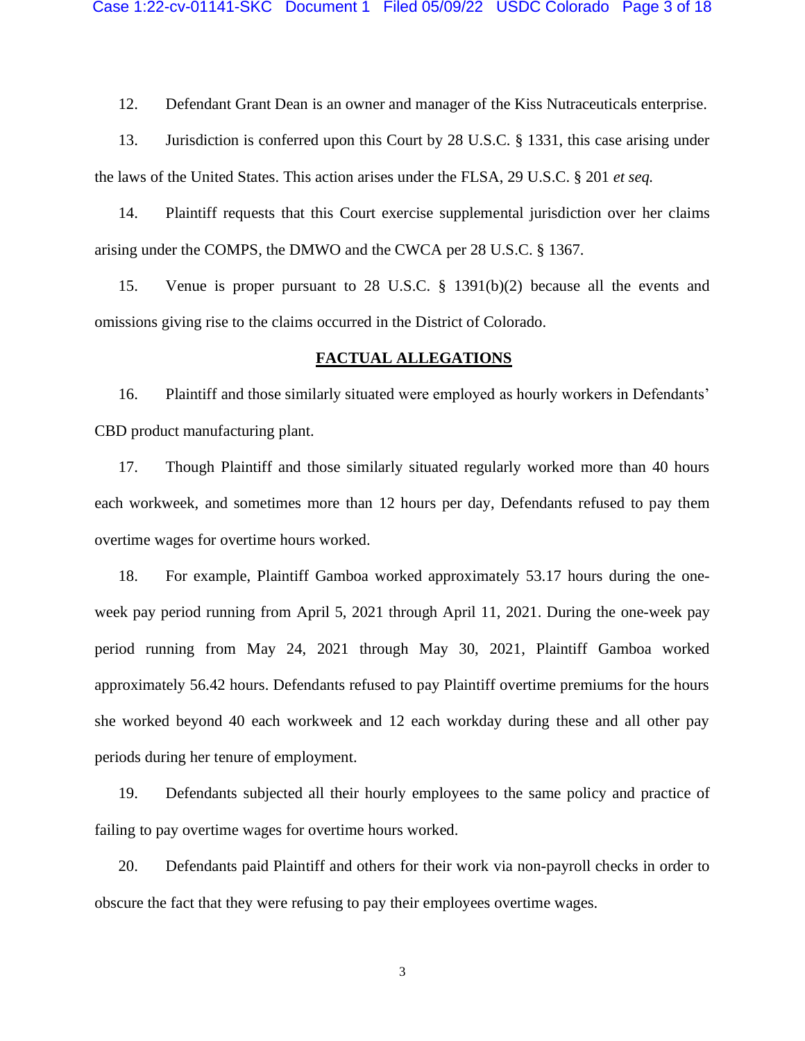12. Defendant Grant Dean is an owner and manager of the Kiss Nutraceuticals enterprise.

13. Jurisdiction is conferred upon this Court by 28 U.S.C. § 1331, this case arising under the laws of the United States. This action arises under the FLSA, 29 U.S.C. § 201 *et seq.*

14. Plaintiff requests that this Court exercise supplemental jurisdiction over her claims arising under the COMPS, the DMWO and the CWCA per 28 U.S.C. § 1367.

15. Venue is proper pursuant to 28 U.S.C. § 1391(b)(2) because all the events and omissions giving rise to the claims occurred in the District of Colorado.

## FACTUAL ALLEGATIONS

16. Plaintiff and those similarly situated were employed as hourly workers in Defendants' CBD product manufacturing plant.

17. Though Plaintiff and those similarly situated regularly worked more than 40 hours each workweek, and sometimes more than 12 hours per day, Defendants refused to pay them overtime wages for overtime hours worked.

18. For example, Plaintiff Gamboa worked approximately 53.17 hours during the one-week pay period running from April 5, 2021 through April 11, 2021. During the one-week pay period running from May 24, 2021 through May 30, 2021, Plaintiff Gamboa worked approximately 56.42 hours. Defendants refused to pay Plaintiff overtime premiums for the hours she worked beyond 40 each workweek and 12 each workday during these and all other pay periods during her tenure of employment.

19. Defendants subjected all their hourly employees to the same policy and practice of failing to pay overtime wages for overtime hours worked.

20. Defendants paid Plaintiff and others for their work via non-payroll checks in order to obscure the fact that they were refusing to pay their employees overtime wages.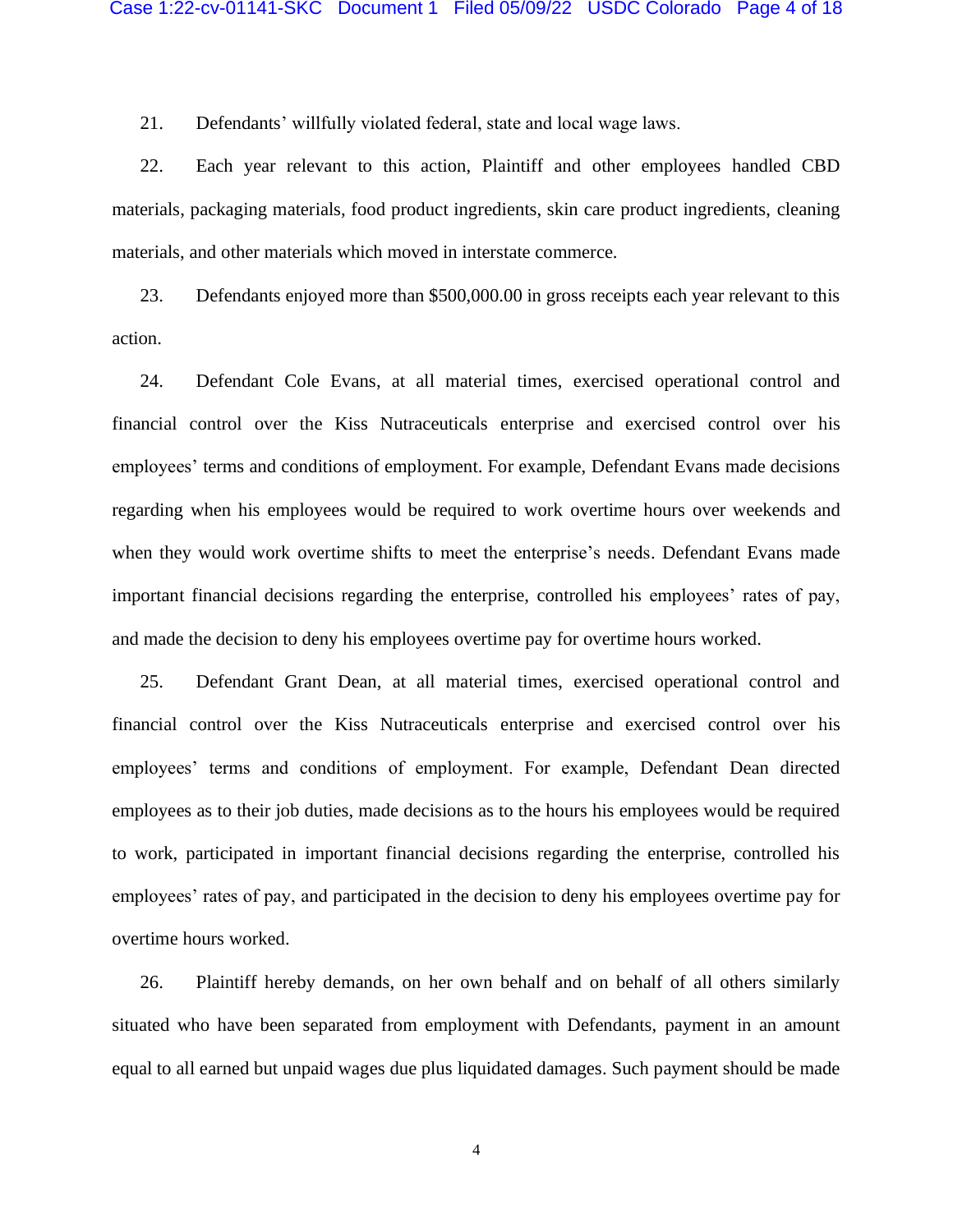21. Defendants' willfully violated federal, state and local wage laws.

22. Each year relevant to this action, Plaintiff and other employees handled CBD materials, packaging materials, food product ingredients, skin care product ingredients, cleaning materials, and other materials which moved in interstate commerce.

23. Defendants enjoyed more than $500,000.00 in gross receipts each year relevant to this action.

24. Defendant Cole Evans, at all material times, exercised operational control and financial control over the Kiss Nutraceuticals enterprise and exercised control over his employees' terms and conditions of employment. For example, Defendant Evans made decisions regarding when his employees would be required to work overtime hours over weekends and when they would work overtime shifts to meet the enterprise's needs. Defendant Evans made important financial decisions regarding the enterprise, controlled his employees' rates of pay, and made the decision to deny his employees overtime pay for overtime hours worked.

25. Defendant Grant Dean, at all material times, exercised operational control and financial control over the Kiss Nutraceuticals enterprise and exercised control over his employees' terms and conditions of employment. For example, Defendant Dean directed employees as to their job duties, made decisions as to the hours his employees would be required to work, participated in important financial decisions regarding the enterprise, controlled his employees' rates of pay, and participated in the decision to deny his employees overtime pay for overtime hours worked.

26. Plaintiff hereby demands, on her own behalf and on behalf of all others similarly situated who have been separated from employment with Defendants, payment in an amount equal to all earned but unpaid wages due plus liquidated damages. Such payment should be made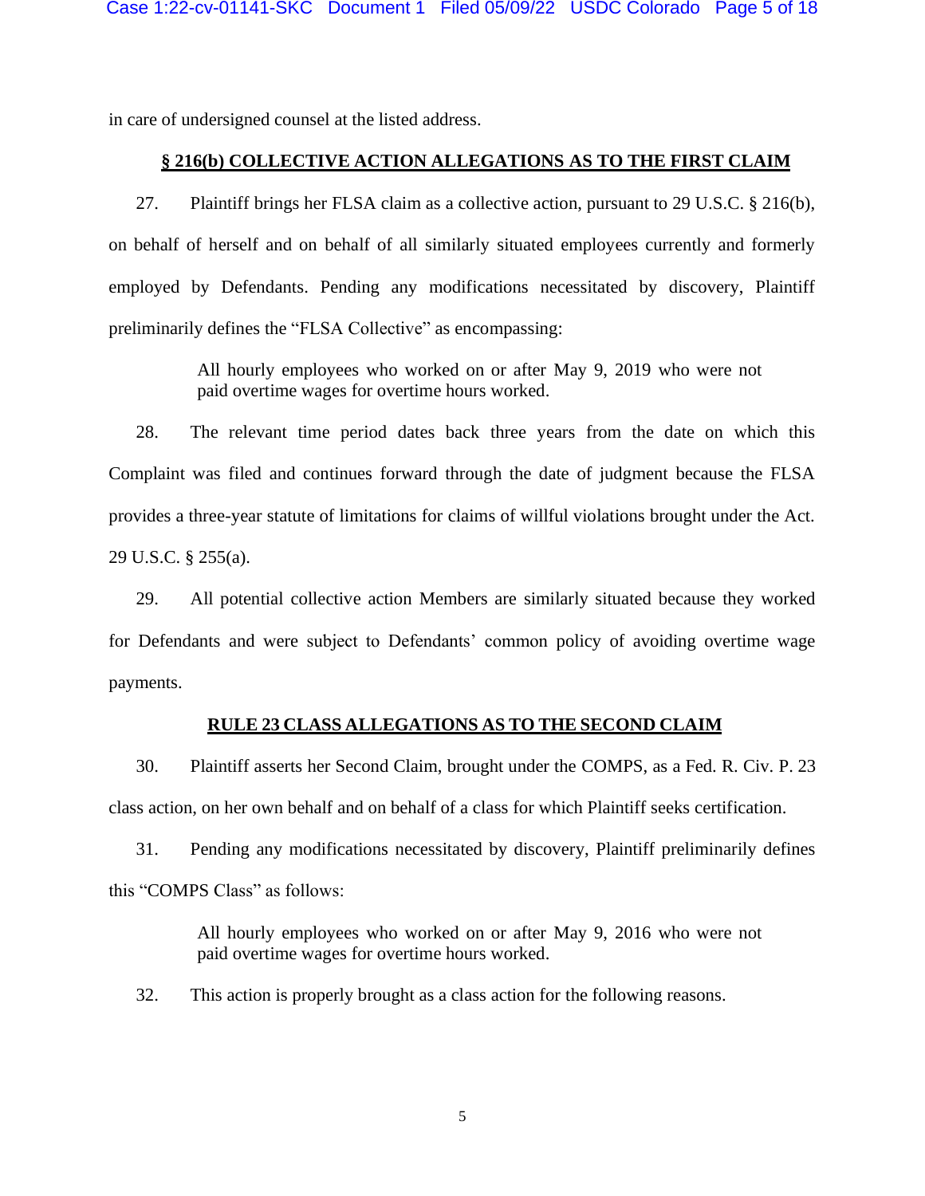in care of undersigned counsel at the listed address.

## § 216(b) COLLECTIVE ACTION ALLEGATIONS AS TO THE FIRST CLAIM

27. Plaintiff brings her FLSA claim as a collective action, pursuant to 29 U.S.C. § 216(b), on behalf of herself and on behalf of all similarly situated employees currently and formerly employed by Defendants. Pending any modifications necessitated by discovery, Plaintiff preliminarily defines the "FLSA Collective" as encompassing:

> All hourly employees who worked on or after May 9, 2019 who were not paid overtime wages for overtime hours worked.

28. The relevant time period dates back three years from the date on which this Complaint was filed and continues forward through the date of judgment because the FLSA provides a three-year statute of limitations for claims of willful violations brought under the Act. 29 U.S.C. § 255(a).

29. All potential collective action Members are similarly situated because they worked for Defendants and were subject to Defendants' common policy of avoiding overtime wage payments.

## RULE 23 CLASS ALLEGATIONS AS TO THE SECOND CLAIM

30. Plaintiff asserts her Second Claim, brought under the COMPS, as a Fed. R. Civ. P. 23 class action, on her own behalf and on behalf of a class for which Plaintiff seeks certification.

31. Pending any modifications necessitated by discovery, Plaintiff preliminarily defines this "COMPS Class" as follows:

> All hourly employees who worked on or after May 9, 2016 who were not paid overtime wages for overtime hours worked.

32. This action is properly brought as a class action for the following reasons.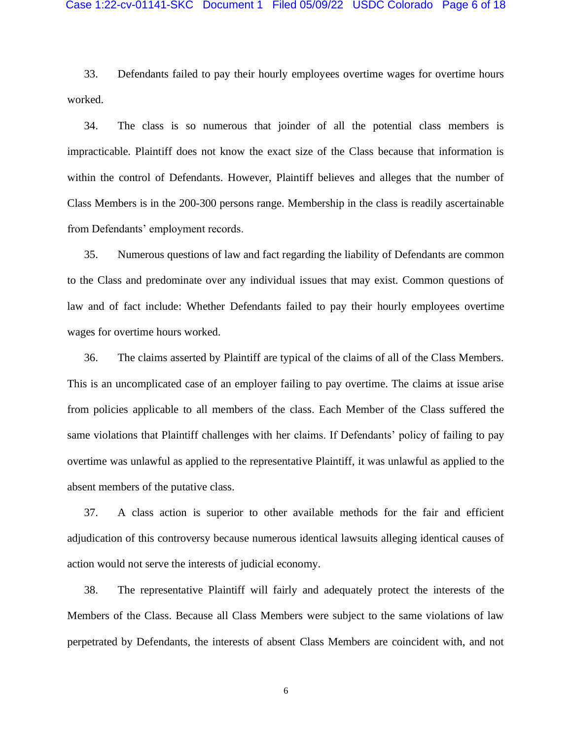33. Defendants failed to pay their hourly employees overtime wages for overtime hours worked.

34. The class is so numerous that joinder of all the potential class members is impracticable. Plaintiff does not know the exact size of the Class because that information is within the control of Defendants. However, Plaintiff believes and alleges that the number of Class Members is in the 200-300 persons range. Membership in the class is readily ascertainable from Defendants' employment records.

35. Numerous questions of law and fact regarding the liability of Defendants are common to the Class and predominate over any individual issues that may exist. Common questions of law and of fact include: Whether Defendants failed to pay their hourly employees overtime wages for overtime hours worked.

36. The claims asserted by Plaintiff are typical of the claims of all of the Class Members. This is an uncomplicated case of an employer failing to pay overtime. The claims at issue arise from policies applicable to all members of the class. Each Member of the Class suffered the same violations that Plaintiff challenges with her claims. If Defendants' policy of failing to pay overtime was unlawful as applied to the representative Plaintiff, it was unlawful as applied to the absent members of the putative class.

37. A class action is superior to other available methods for the fair and efficient adjudication of this controversy because numerous identical lawsuits alleging identical causes of action would not serve the interests of judicial economy.

38. The representative Plaintiff will fairly and adequately protect the interests of the Members of the Class. Because all Class Members were subject to the same violations of law perpetrated by Defendants, the interests of absent Class Members are coincident with, and not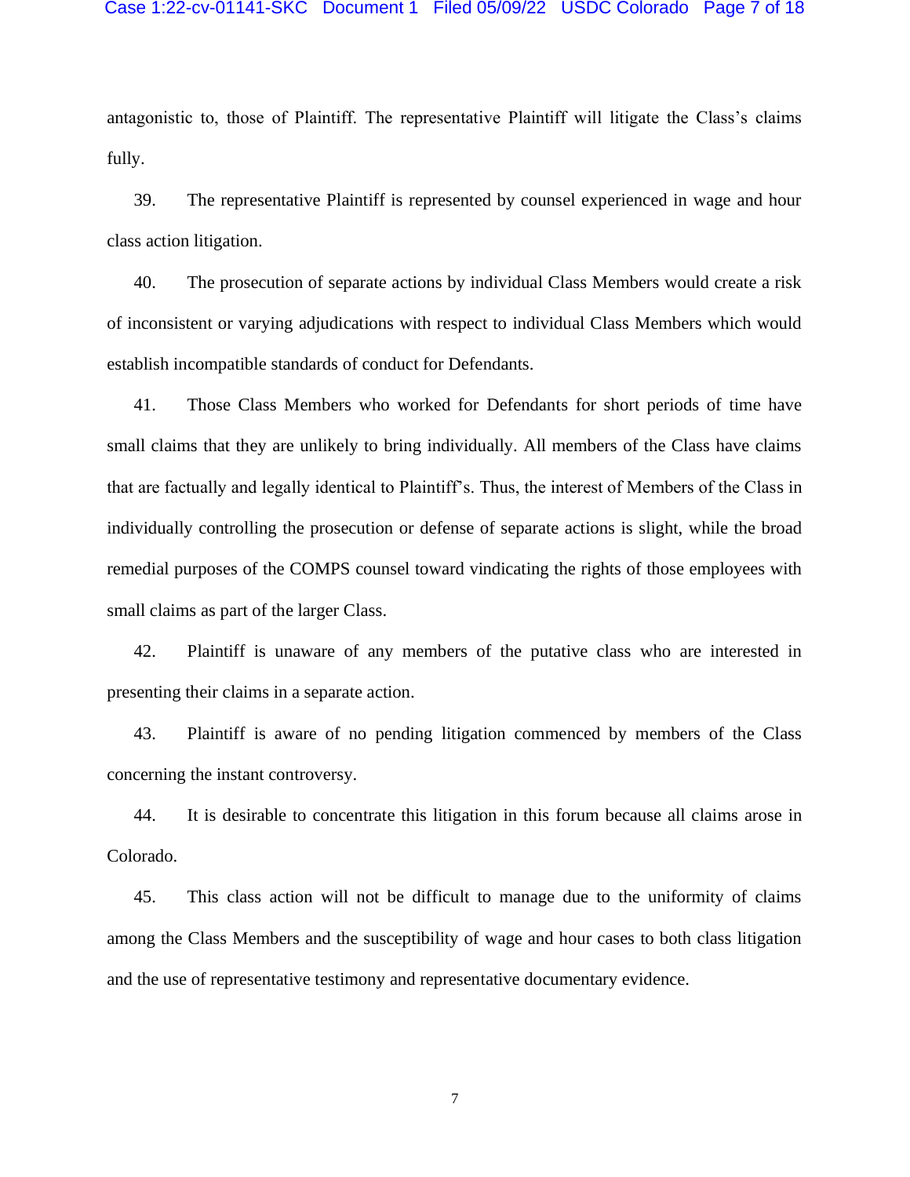antagonistic to, those of Plaintiff. The representative Plaintiff will litigate the Class's claims fully.

39. The representative Plaintiff is represented by counsel experienced in wage and hour class action litigation.

40. The prosecution of separate actions by individual Class Members would create a risk of inconsistent or varying adjudications with respect to individual Class Members which would establish incompatible standards of conduct for Defendants.

41. Those Class Members who worked for Defendants for short periods of time have small claims that they are unlikely to bring individually. All members of the Class have claims that are factually and legally identical to Plaintiff's. Thus, the interest of Members of the Class in individually controlling the prosecution or defense of separate actions is slight, while the broad remedial purposes of the COMPS counsel toward vindicating the rights of those employees with small claims as part of the larger Class.

42. Plaintiff is unaware of any members of the putative class who are interested in presenting their claims in a separate action.

43. Plaintiff is aware of no pending litigation commenced by members of the Class concerning the instant controversy.

44. It is desirable to concentrate this litigation in this forum because all claims arose in Colorado.

45. This class action will not be difficult to manage due to the uniformity of claims among the Class Members and the susceptibility of wage and hour cases to both class litigation and the use of representative testimony and representative documentary evidence.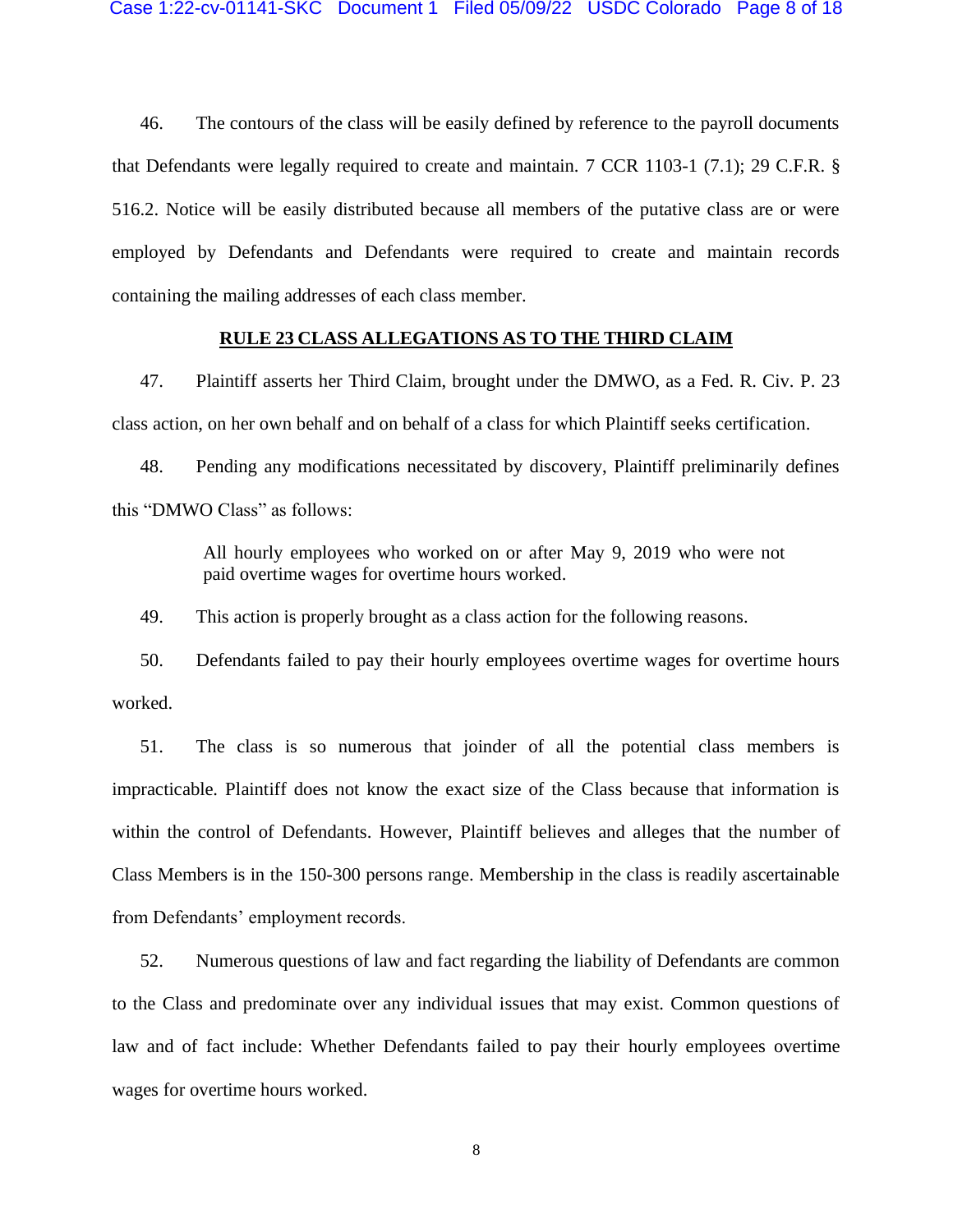46. The contours of the class will be easily defined by reference to the payroll documents that Defendants were legally required to create and maintain. 7 CCR 1103-1 (7.1); 29 C.F.R. § 516.2. Notice will be easily distributed because all members of the putative class are or were employed by Defendants and Defendants were required to create and maintain records containing the mailing addresses of each class member.

## RULE 23 CLASS ALLEGATIONS AS TO THE THIRD CLAIM

47. Plaintiff asserts her Third Claim, brought under the DMWO, as a Fed. R. Civ. P. 23 class action, on her own behalf and on behalf of a class for which Plaintiff seeks certification.

48. Pending any modifications necessitated by discovery, Plaintiff preliminarily defines this "DMWO Class" as follows:

> All hourly employees who worked on or after May 9, 2019 who were not paid overtime wages for overtime hours worked.

49. This action is properly brought as a class action for the following reasons.

50. Defendants failed to pay their hourly employees overtime wages for overtime hours worked.

51. The class is so numerous that joinder of all the potential class members is impracticable. Plaintiff does not know the exact size of the Class because that information is within the control of Defendants. However, Plaintiff believes and alleges that the number of Class Members is in the 150-300 persons range. Membership in the class is readily ascertainable from Defendants' employment records.

52. Numerous questions of law and fact regarding the liability of Defendants are common to the Class and predominate over any individual issues that may exist. Common questions of law and of fact include: Whether Defendants failed to pay their hourly employees overtime wages for overtime hours worked.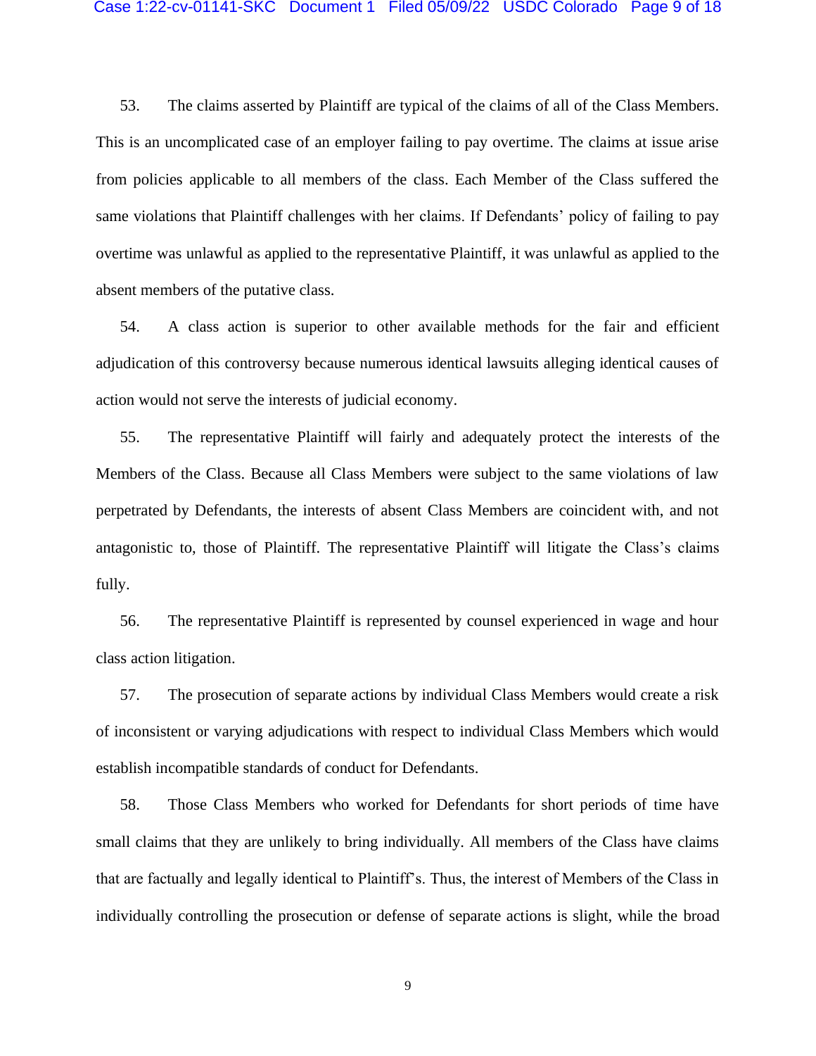53. The claims asserted by Plaintiff are typical of the claims of all of the Class Members. This is an uncomplicated case of an employer failing to pay overtime. The claims at issue arise from policies applicable to all members of the class. Each Member of the Class suffered the same violations that Plaintiff challenges with her claims. If Defendants' policy of failing to pay overtime was unlawful as applied to the representative Plaintiff, it was unlawful as applied to the absent members of the putative class.

54. A class action is superior to other available methods for the fair and efficient adjudication of this controversy because numerous identical lawsuits alleging identical causes of action would not serve the interests of judicial economy.

55. The representative Plaintiff will fairly and adequately protect the interests of the Members of the Class. Because all Class Members were subject to the same violations of law perpetrated by Defendants, the interests of absent Class Members are coincident with, and not antagonistic to, those of Plaintiff. The representative Plaintiff will litigate the Class's claims fully.

56. The representative Plaintiff is represented by counsel experienced in wage and hour class action litigation.

57. The prosecution of separate actions by individual Class Members would create a risk of inconsistent or varying adjudications with respect to individual Class Members which would establish incompatible standards of conduct for Defendants.

58. Those Class Members who worked for Defendants for short periods of time have small claims that they are unlikely to bring individually. All members of the Class have claims that are factually and legally identical to Plaintiff's. Thus, the interest of Members of the Class in individually controlling the prosecution or defense of separate actions is slight, while the broad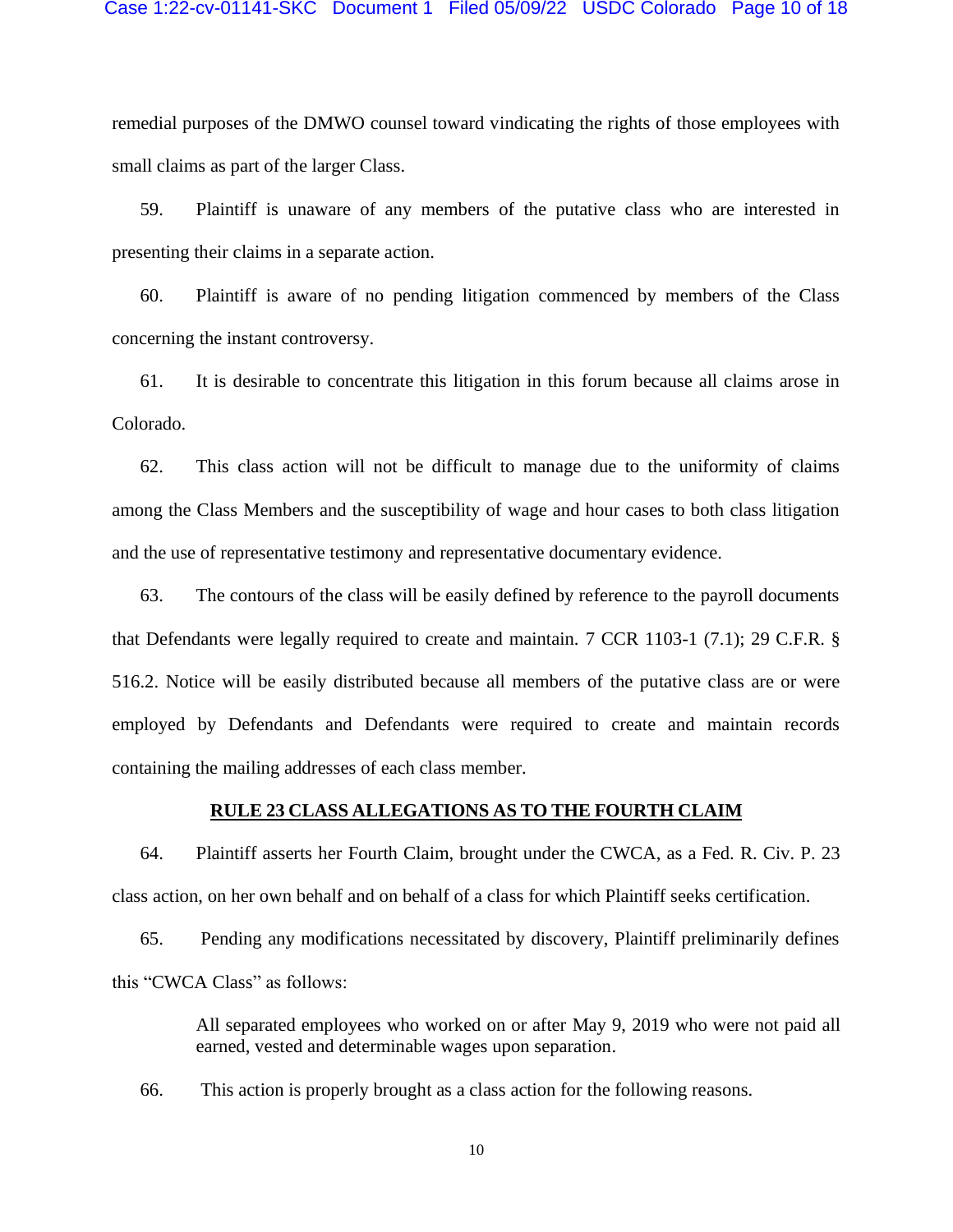remedial purposes of the DMWO counsel toward vindicating the rights of those employees with small claims as part of the larger Class.

59. Plaintiff is unaware of any members of the putative class who are interested in presenting their claims in a separate action.

60. Plaintiff is aware of no pending litigation commenced by members of the Class concerning the instant controversy.

61. It is desirable to concentrate this litigation in this forum because all claims arose in Colorado.

62. This class action will not be difficult to manage due to the uniformity of claims among the Class Members and the susceptibility of wage and hour cases to both class litigation and the use of representative testimony and representative documentary evidence.

63. The contours of the class will be easily defined by reference to the payroll documents that Defendants were legally required to create and maintain. 7 CCR 1103-1 (7.1); 29 C.F.R. § 516.2. Notice will be easily distributed because all members of the putative class are or were employed by Defendants and Defendants were required to create and maintain records containing the mailing addresses of each class member.

## RULE 23 CLASS ALLEGATIONS AS TO THE FOURTH CLAIM

64. Plaintiff asserts her Fourth Claim, brought under the CWCA, as a Fed. R. Civ. P. 23 class action, on her own behalf and on behalf of a class for which Plaintiff seeks certification.

65. Pending any modifications necessitated by discovery, Plaintiff preliminarily defines this "CWCA Class" as follows:

> All separated employees who worked on or after May 9, 2019 who were not paid all earned, vested and determinable wages upon separation.

66. This action is properly brought as a class action for the following reasons.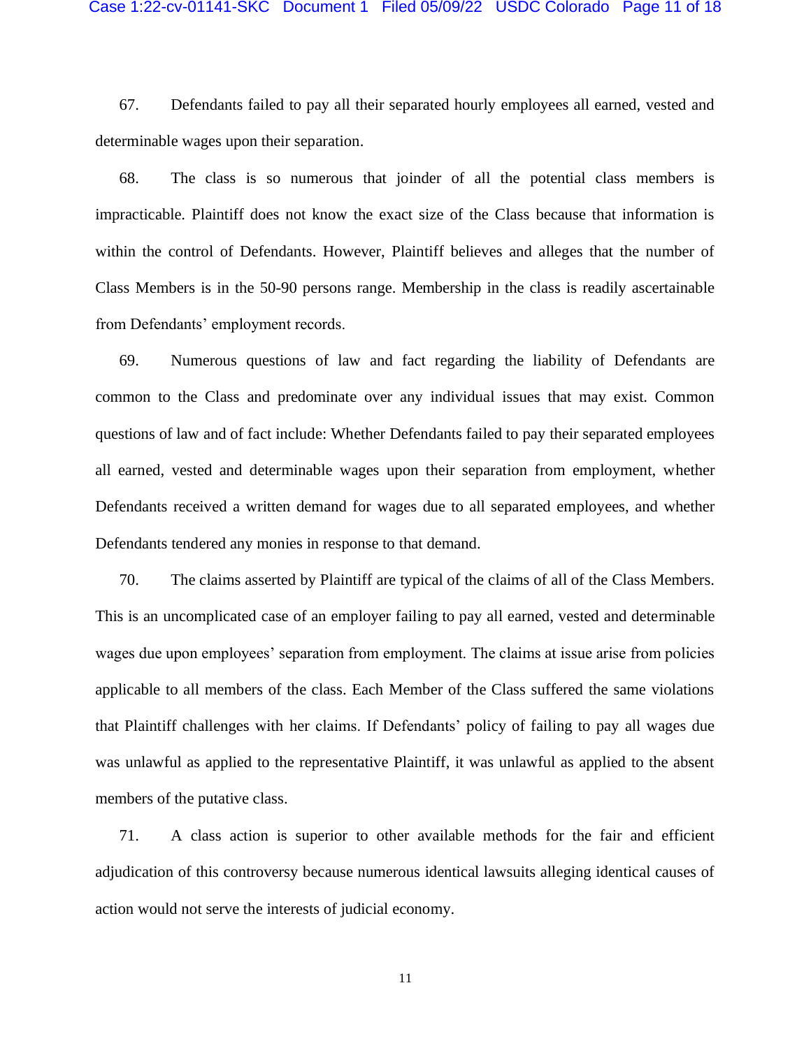67. Defendants failed to pay all their separated hourly employees all earned, vested and determinable wages upon their separation.

68. The class is so numerous that joinder of all the potential class members is impracticable. Plaintiff does not know the exact size of the Class because that information is within the control of Defendants. However, Plaintiff believes and alleges that the number of Class Members is in the 50-90 persons range. Membership in the class is readily ascertainable from Defendants' employment records.

69. Numerous questions of law and fact regarding the liability of Defendants are common to the Class and predominate over any individual issues that may exist. Common questions of law and of fact include: Whether Defendants failed to pay their separated employees all earned, vested and determinable wages upon their separation from employment, whether Defendants received a written demand for wages due to all separated employees, and whether Defendants tendered any monies in response to that demand.

70. The claims asserted by Plaintiff are typical of the claims of all of the Class Members. This is an uncomplicated case of an employer failing to pay all earned, vested and determinable wages due upon employees' separation from employment. The claims at issue arise from policies applicable to all members of the class. Each Member of the Class suffered the same violations that Plaintiff challenges with her claims. If Defendants' policy of failing to pay all wages due was unlawful as applied to the representative Plaintiff, it was unlawful as applied to the absent members of the putative class.

71. A class action is superior to other available methods for the fair and efficient adjudication of this controversy because numerous identical lawsuits alleging identical causes of action would not serve the interests of judicial economy.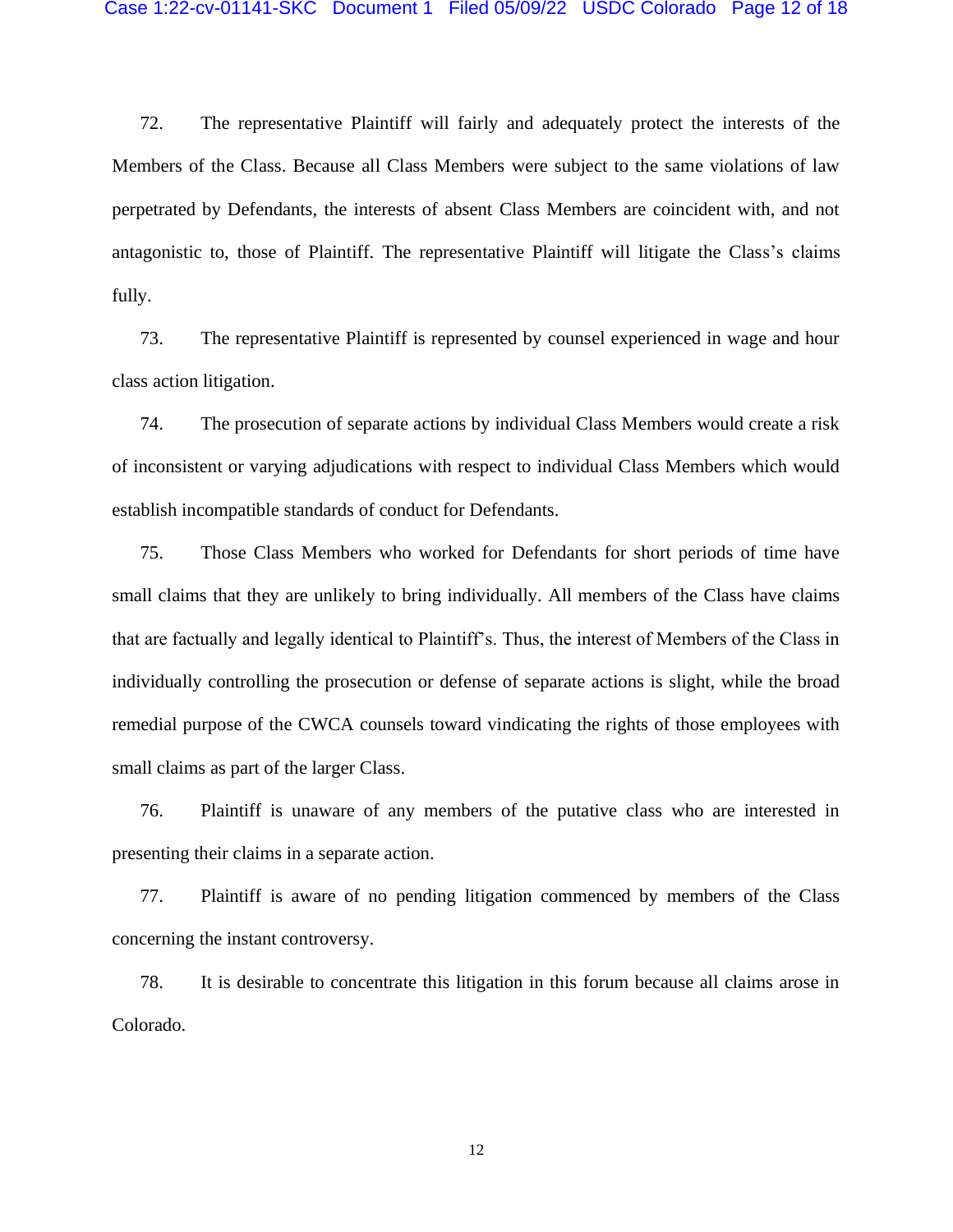72. The representative Plaintiff will fairly and adequately protect the interests of the Members of the Class. Because all Class Members were subject to the same violations of law perpetrated by Defendants, the interests of absent Class Members are coincident with, and not antagonistic to, those of Plaintiff. The representative Plaintiff will litigate the Class's claims fully.

73. The representative Plaintiff is represented by counsel experienced in wage and hour class action litigation.

74. The prosecution of separate actions by individual Class Members would create a risk of inconsistent or varying adjudications with respect to individual Class Members which would establish incompatible standards of conduct for Defendants.

75. Those Class Members who worked for Defendants for short periods of time have small claims that they are unlikely to bring individually. All members of the Class have claims that are factually and legally identical to Plaintiff's. Thus, the interest of Members of the Class in individually controlling the prosecution or defense of separate actions is slight, while the broad remedial purpose of the CWCA counsels toward vindicating the rights of those employees with small claims as part of the larger Class.

76. Plaintiff is unaware of any members of the putative class who are interested in presenting their claims in a separate action.

77. Plaintiff is aware of no pending litigation commenced by members of the Class concerning the instant controversy.

78. It is desirable to concentrate this litigation in this forum because all claims arose in Colorado.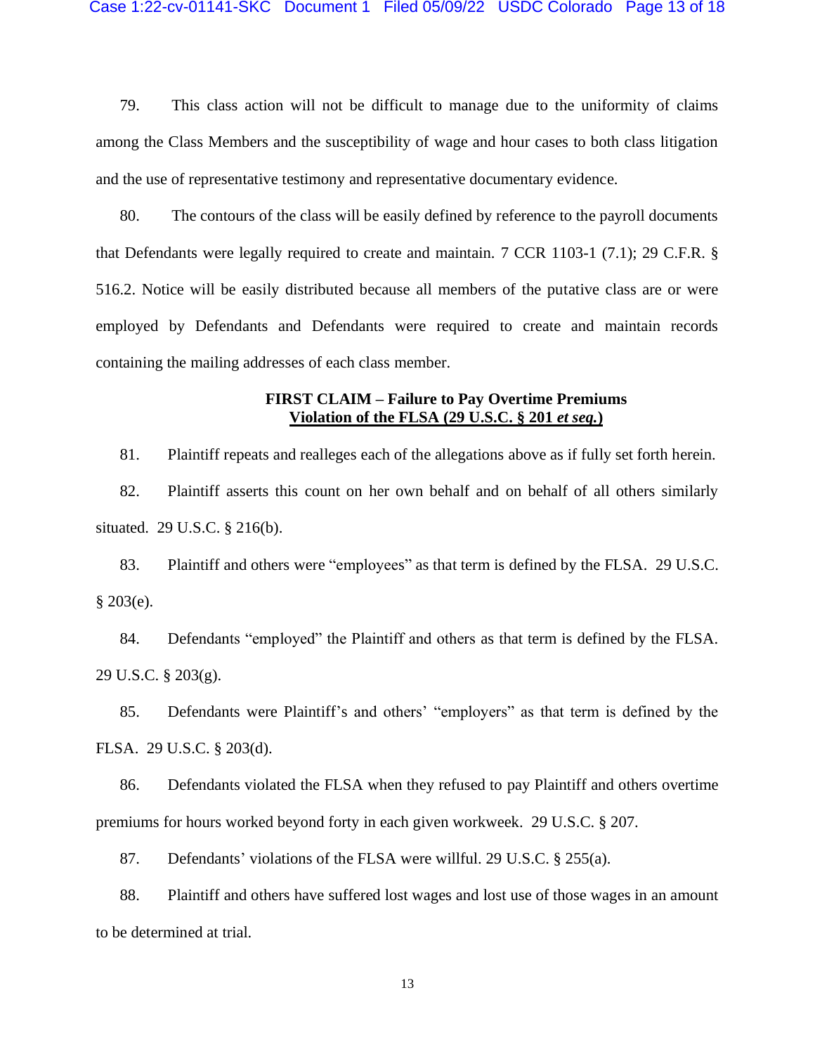79. This class action will not be difficult to manage due to the uniformity of claims among the Class Members and the susceptibility of wage and hour cases to both class litigation and the use of representative testimony and representative documentary evidence.

80. The contours of the class will be easily defined by reference to the payroll documents that Defendants were legally required to create and maintain. 7 CCR 1103-1 (7.1); 29 C.F.R. § 516.2. Notice will be easily distributed because all members of the putative class are or were employed by Defendants and Defendants were required to create and maintain records containing the mailing addresses of each class member.

**FIRST CLAIM – Failure to Pay Overtime Premiums**
**Violation of the FLSA (29 U.S.C. § 201 *et seq.*)**

81. Plaintiff repeats and realleges each of the allegations above as if fully set forth herein.

82. Plaintiff asserts this count on her own behalf and on behalf of all others similarly situated. 29 U.S.C. § 216(b).

83. Plaintiff and others were "employees" as that term is defined by the FLSA. 29 U.S.C. § 203(e).

84. Defendants "employed" the Plaintiff and others as that term is defined by the FLSA. 29 U.S.C. § 203(g).

85. Defendants were Plaintiff's and others' "employers" as that term is defined by the FLSA. 29 U.S.C. § 203(d).

86. Defendants violated the FLSA when they refused to pay Plaintiff and others overtime premiums for hours worked beyond forty in each given workweek. 29 U.S.C. § 207.

87. Defendants' violations of the FLSA were willful. 29 U.S.C. § 255(a).

88. Plaintiff and others have suffered lost wages and lost use of those wages in an amount to be determined at trial.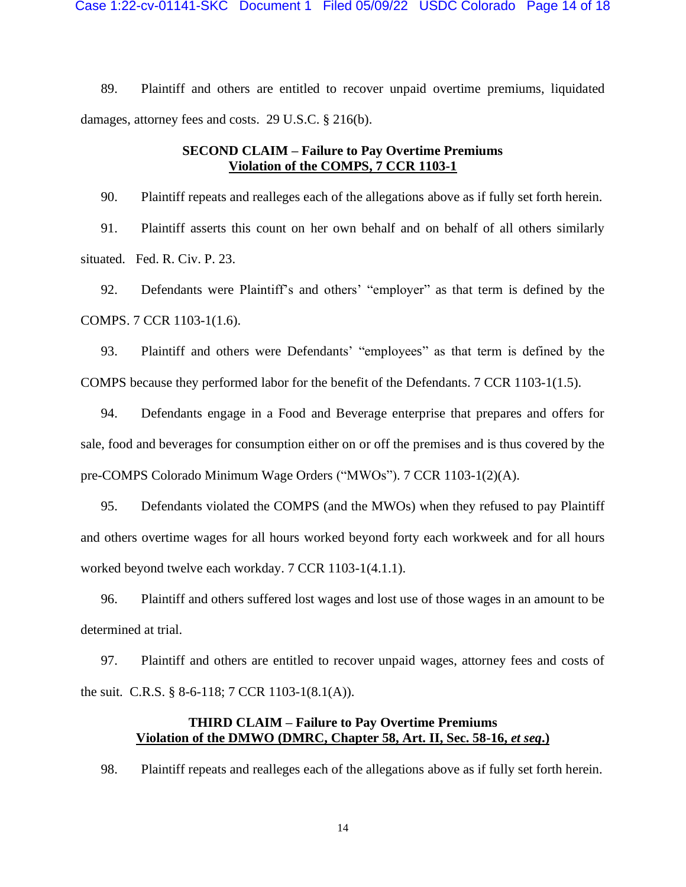89. Plaintiff and others are entitled to recover unpaid overtime premiums, liquidated damages, attorney fees and costs. 29 U.S.C. § 216(b).

**SECOND CLAIM – Failure to Pay Overtime Premiums**
**Violation of the COMPS, 7 CCR 1103-1**

90. Plaintiff repeats and realleges each of the allegations above as if fully set forth herein.

91. Plaintiff asserts this count on her own behalf and on behalf of all others similarly situated. Fed. R. Civ. P. 23.

92. Defendants were Plaintiff's and others' "employer" as that term is defined by the COMPS. 7 CCR 1103-1(1.6).

93. Plaintiff and others were Defendants' "employees" as that term is defined by the COMPS because they performed labor for the benefit of the Defendants. 7 CCR 1103-1(1.5).

94. Defendants engage in a Food and Beverage enterprise that prepares and offers for sale, food and beverages for consumption either on or off the premises and is thus covered by the pre-COMPS Colorado Minimum Wage Orders ("MWOs"). 7 CCR 1103-1(2)(A).

95. Defendants violated the COMPS (and the MWOs) when they refused to pay Plaintiff and others overtime wages for all hours worked beyond forty each workweek and for all hours worked beyond twelve each workday. 7 CCR 1103-1(4.1.1).

96. Plaintiff and others suffered lost wages and lost use of those wages in an amount to be determined at trial.

97. Plaintiff and others are entitled to recover unpaid wages, attorney fees and costs of the suit. C.R.S. § 8-6-118; 7 CCR 1103-1(8.1(A)).

**THIRD CLAIM – Failure to Pay Overtime Premiums**
**Violation of the DMWO (DMRC, Chapter 58, Art. II, Sec. 58-16, *et seq*.)**

98. Plaintiff repeats and realleges each of the allegations above as if fully set forth herein.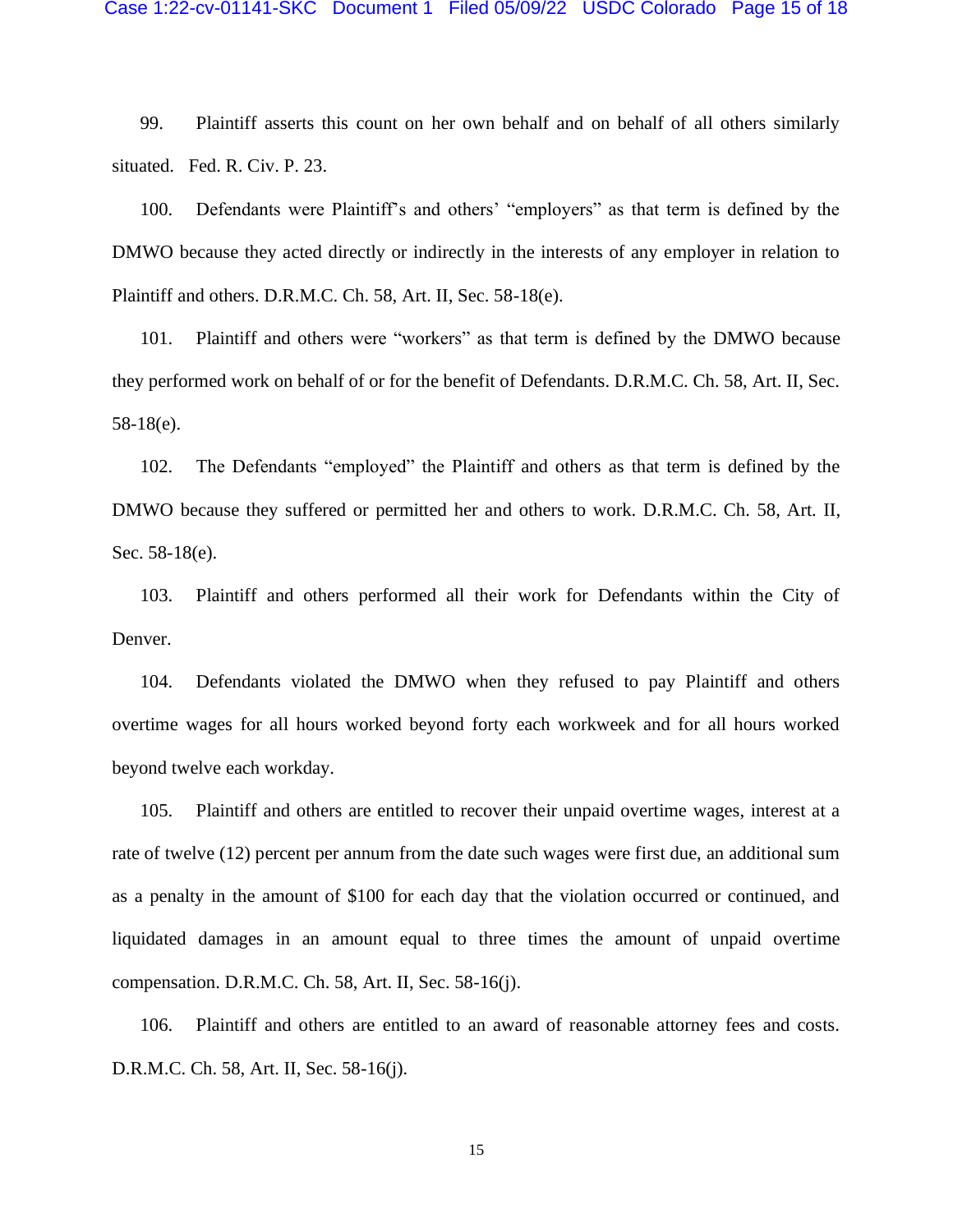99. Plaintiff asserts this count on her own behalf and on behalf of all others similarly situated. Fed. R. Civ. P. 23.

100. Defendants were Plaintiff's and others' "employers" as that term is defined by the DMWO because they acted directly or indirectly in the interests of any employer in relation to Plaintiff and others. D.R.M.C. Ch. 58, Art. II, Sec. 58-18(e).

101. Plaintiff and others were "workers" as that term is defined by the DMWO because they performed work on behalf of or for the benefit of Defendants. D.R.M.C. Ch. 58, Art. II, Sec. 58-18(e).

102. The Defendants "employed" the Plaintiff and others as that term is defined by the DMWO because they suffered or permitted her and others to work. D.R.M.C. Ch. 58, Art. II, Sec. 58-18(e).

103. Plaintiff and others performed all their work for Defendants within the City of Denver.

104. Defendants violated the DMWO when they refused to pay Plaintiff and others overtime wages for all hours worked beyond forty each workweek and for all hours worked beyond twelve each workday.

105. Plaintiff and others are entitled to recover their unpaid overtime wages, interest at a rate of twelve (12) percent per annum from the date such wages were first due, an additional sum as a penalty in the amount of $100 for each day that the violation occurred or continued, and liquidated damages in an amount equal to three times the amount of unpaid overtime compensation. D.R.M.C. Ch. 58, Art. II, Sec. 58-16(j).

106. Plaintiff and others are entitled to an award of reasonable attorney fees and costs. D.R.M.C. Ch. 58, Art. II, Sec. 58-16(j).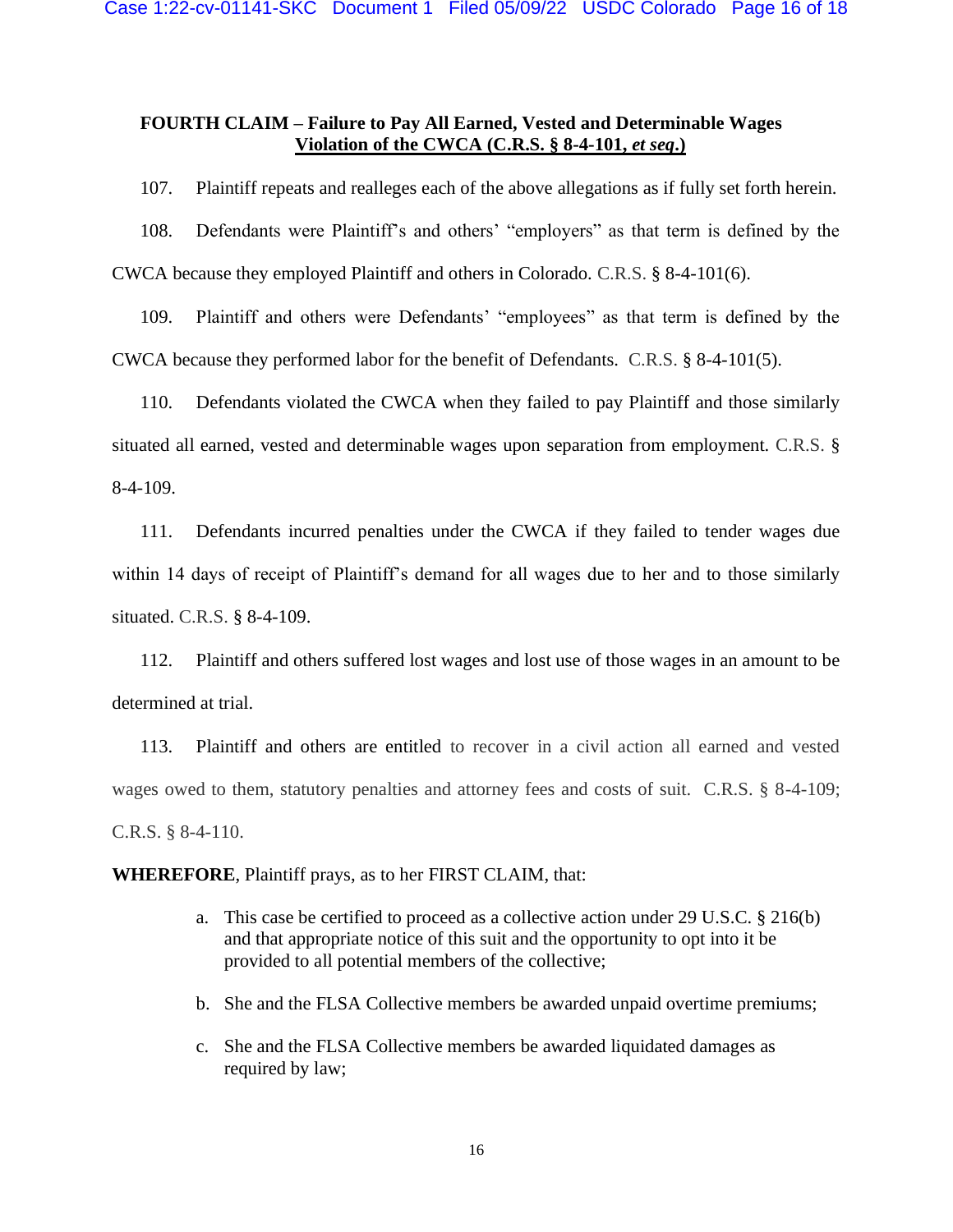**FOURTH CLAIM – Failure to Pay All Earned, Vested and Determinable Wages**
**Violation of the CWCA (C.R.S. § 8-4-101, *et seq*.)**

107. Plaintiff repeats and realleges each of the above allegations as if fully set forth herein.

108. Defendants were Plaintiff's and others' "employers" as that term is defined by the CWCA because they employed Plaintiff and others in Colorado. C.R.S. § 8-4-101(6).

109. Plaintiff and others were Defendants' "employees" as that term is defined by the CWCA because they performed labor for the benefit of Defendants. C.R.S. § 8-4-101(5).

110. Defendants violated the CWCA when they failed to pay Plaintiff and those similarly situated all earned, vested and determinable wages upon separation from employment. C.R.S. § 8-4-109.

111. Defendants incurred penalties under the CWCA if they failed to tender wages due within 14 days of receipt of Plaintiff's demand for all wages due to her and to those similarly situated. C.R.S. § 8-4-109.

112. Plaintiff and others suffered lost wages and lost use of those wages in an amount to be determined at trial.

113. Plaintiff and others are entitled to recover in a civil action all earned and vested wages owed to them, statutory penalties and attorney fees and costs of suit. C.R.S. § 8-4-109; C.R.S. § 8-4-110.

**WHEREFORE**, Plaintiff prays, as to her FIRST CLAIM, that:

a. This case be certified to proceed as a collective action under 29 U.S.C. § 216(b) and that appropriate notice of this suit and the opportunity to opt into it be provided to all potential members of the collective;

b. She and the FLSA Collective members be awarded unpaid overtime premiums;

c. She and the FLSA Collective members be awarded liquidated damages as required by law;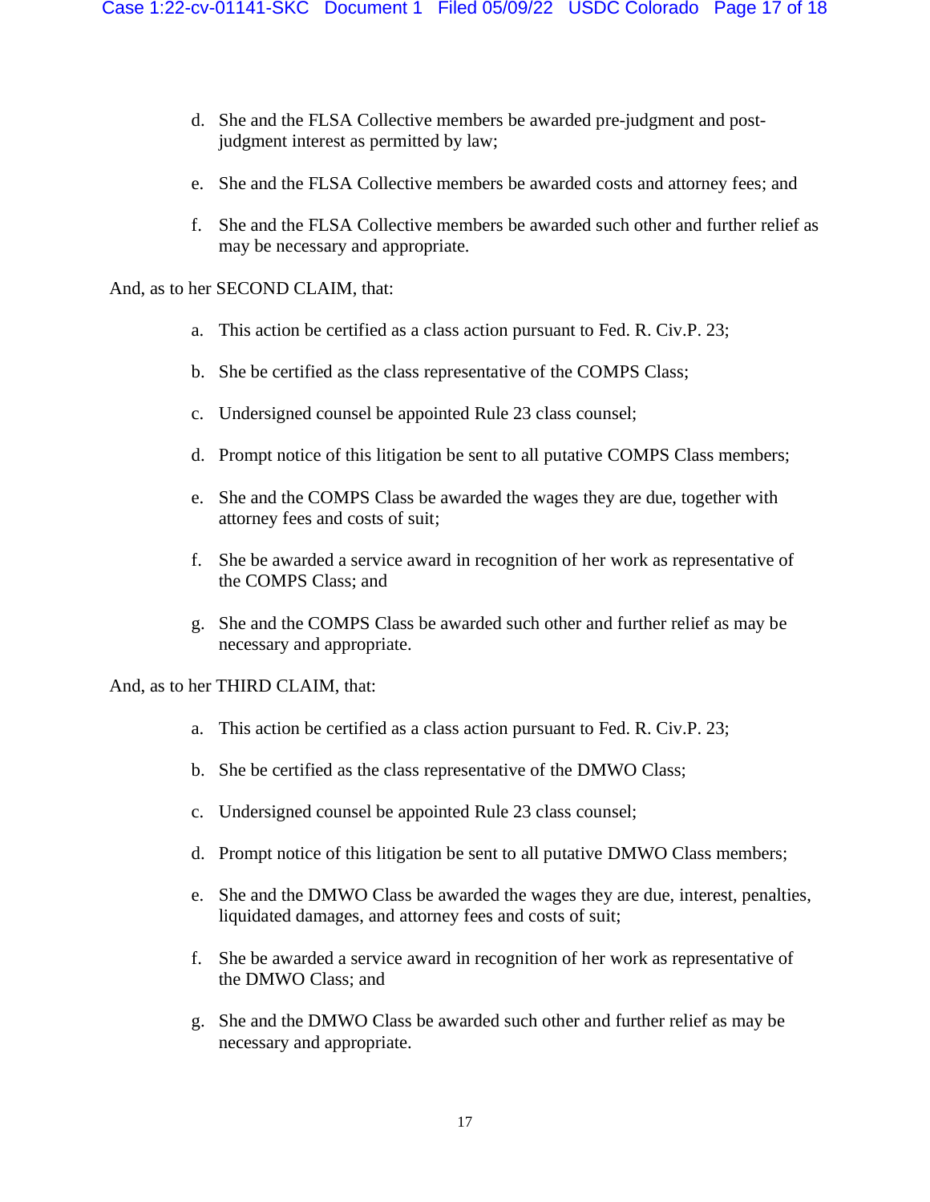d. She and the FLSA Collective members be awarded pre-judgment and post-judgment interest as permitted by law;

e. She and the FLSA Collective members be awarded costs and attorney fees; and

f. She and the FLSA Collective members be awarded such other and further relief as may be necessary and appropriate.

And, as to her SECOND CLAIM, that:

a. This action be certified as a class action pursuant to Fed. R. Civ.P. 23;

b. She be certified as the class representative of the COMPS Class;

c. Undersigned counsel be appointed Rule 23 class counsel;

d. Prompt notice of this litigation be sent to all putative COMPS Class members;

e. She and the COMPS Class be awarded the wages they are due, together with attorney fees and costs of suit;

f. She be awarded a service award in recognition of her work as representative of the COMPS Class; and

g. She and the COMPS Class be awarded such other and further relief as may be necessary and appropriate.

And, as to her THIRD CLAIM, that:

a. This action be certified as a class action pursuant to Fed. R. Civ.P. 23;

b. She be certified as the class representative of the DMWO Class;

c. Undersigned counsel be appointed Rule 23 class counsel;

d. Prompt notice of this litigation be sent to all putative DMWO Class members;

e. She and the DMWO Class be awarded the wages they are due, interest, penalties, liquidated damages, and attorney fees and costs of suit;

f. She be awarded a service award in recognition of her work as representative of the DMWO Class; and

g. She and the DMWO Class be awarded such other and further relief as may be necessary and appropriate.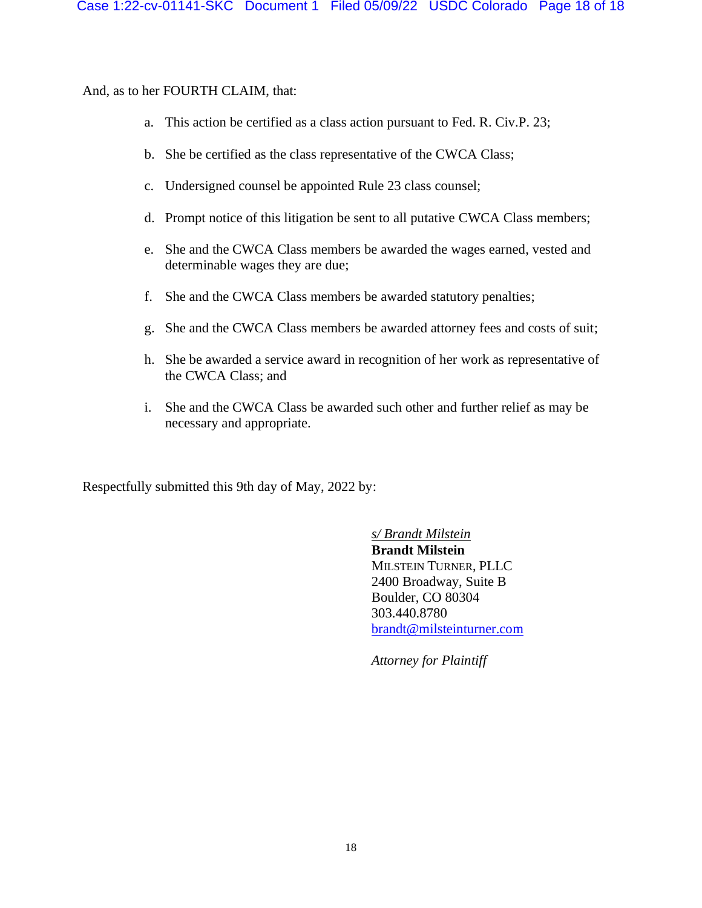And, as to her FOURTH CLAIM, that:

a. This action be certified as a class action pursuant to Fed. R. Civ.P. 23;

b. She be certified as the class representative of the CWCA Class;

c. Undersigned counsel be appointed Rule 23 class counsel;

d. Prompt notice of this litigation be sent to all putative CWCA Class members;

e. She and the CWCA Class members be awarded the wages earned, vested and determinable wages they are due;

f. She and the CWCA Class members be awarded statutory penalties;

g. She and the CWCA Class members be awarded attorney fees and costs of suit;

h. She be awarded a service award in recognition of her work as representative of the CWCA Class; and

i. She and the CWCA Class be awarded such other and further relief as may be necessary and appropriate.

Respectfully submitted this 9th day of May, 2022 by:

*s/ Brandt Milstein*
**Brandt Milstein**
MILSTEIN TURNER, PLLC
2400 Broadway, Suite B
Boulder, CO 80304
303.440.8780
brandt@milsteinturner.com

*Attorney for Plaintiff*